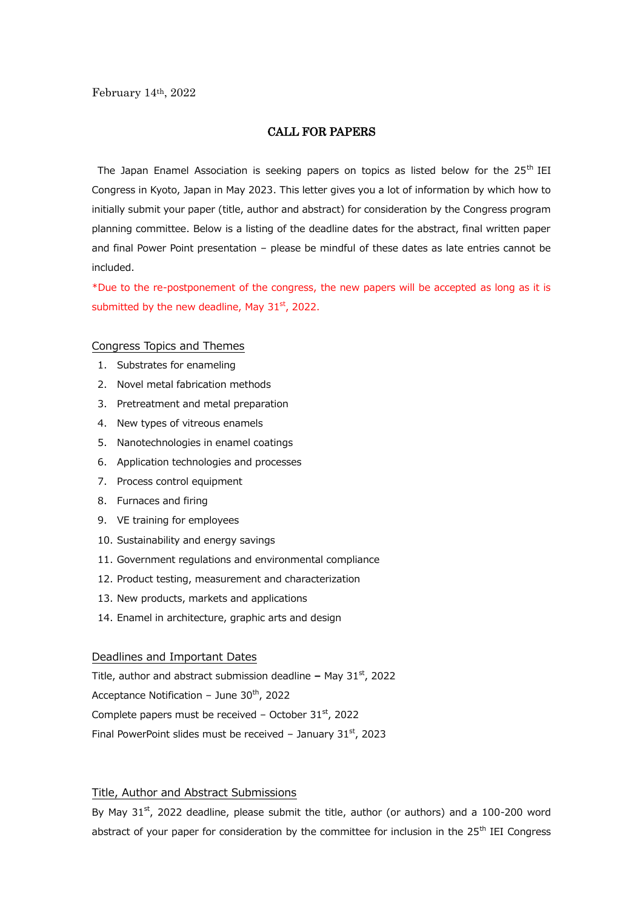February 14th, 2022

# CALL FOR PAPERS

The Japan Enamel Association is seeking papers on topics as listed below for the 25th IEI Congress in Kyoto, Japan in May 2023. This letter gives you a lot of information by which how to initially submit your paper (title, author and abstract) for consideration by the Congress program planning committee. Below is a listing of the deadline dates for the abstract, final written paper and final Power Point presentation – please be mindful of these dates as late entries cannot be included.

*Due to the re-postponement of the congress, the new papers will be accepted as long as it is submitted by the new deadline, May 31st, 2022.

## Congress Topics and Themes

1. Substrates for enameling
2. Novel metal fabrication methods
3. Pretreatment and metal preparation
4. New types of vitreous enamels
5. Nanotechnologies in enamel coatings
6. Application technologies and processes
7. Process control equipment
8. Furnaces and firing
9. VE training for employees
10. Sustainability and energy savings
11. Government regulations and environmental compliance
12. Product testing, measurement and characterization
13. New products, markets and applications
14. Enamel in architecture, graphic arts and design

## Deadlines and Important Dates

Title, author and abstract submission deadline **–** May 31st, 2022
Acceptance Notification – June 30th, 2022
Complete papers must be received – October 31st, 2022
Final PowerPoint slides must be received – January 31st, 2023

## Title, Author and Abstract Submissions

By May 31st, 2022 deadline, please submit the title, author (or authors) and a 100-200 word abstract of your paper for consideration by the committee for inclusion in the 25th IEI Congress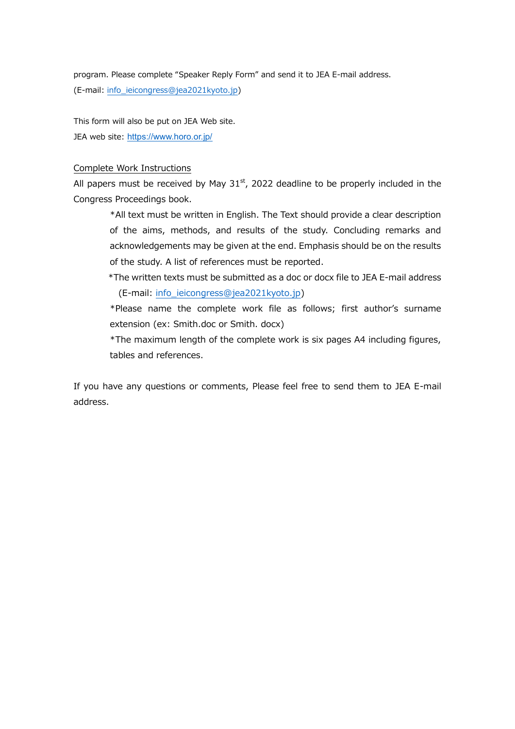program. Please complete “Speaker Reply Form” and send it to JEA E-mail address.
(E-mail: info_ieicongress@jea2021kyoto.jp)

This form will also be put on JEA Web site.
JEA web site: https://www.horo.or.jp/

Complete Work Instructions

All papers must be received by May 31st, 2022 deadline to be properly included in the Congress Proceedings book.

*All text must be written in English. The Text should provide a clear description of the aims, methods, and results of the study. Concluding remarks and acknowledgements may be given at the end. Emphasis should be on the results of the study. A list of references must be reported.

*The written texts must be submitted as a doc or docx file to JEA E-mail address (E-mail: info_ieicongress@jea2021kyoto.jp)

*Please name the complete work file as follows; first author’s surname extension (ex: Smith.doc or Smith. docx)

*The maximum length of the complete work is six pages A4 including figures, tables and references.

If you have any questions or comments, Please feel free to send them to JEA E-mail address.